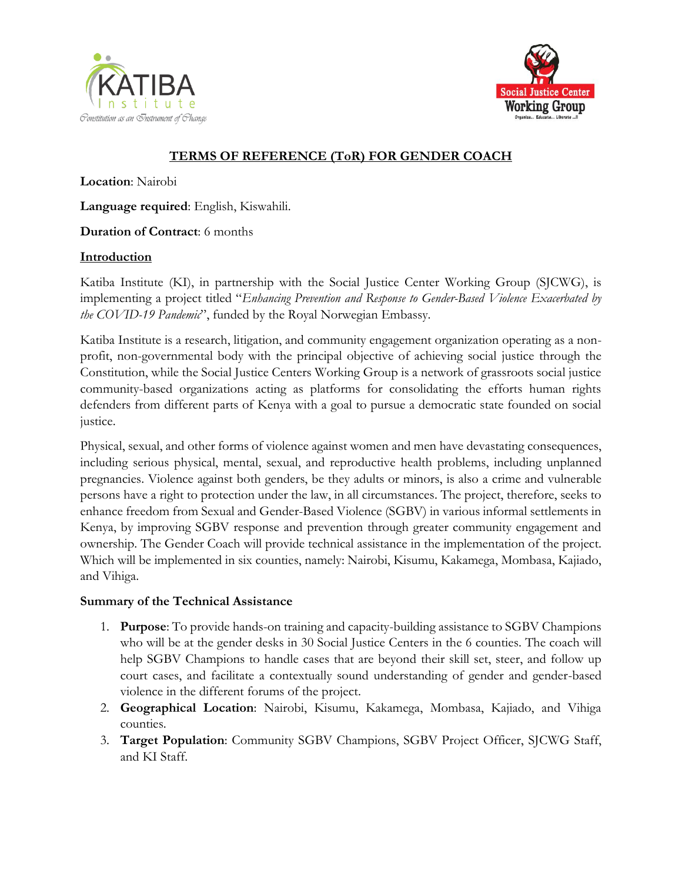# TERMS OF REFERENCE (ToR) FOR GENDER COACH

**Location**: Nairobi

**Language required**: English, Kiswahili.

**Duration of Contract**: 6 months

## Introduction

Katiba Institute (KI), in partnership with the Social Justice Center Working Group (SJCWG), is implementing a project titled "*Enhancing Prevention and Response to Gender-Based Violence Exacerbated by the COVID-19 Pandemic*", funded by the Royal Norwegian Embassy.

Katiba Institute is a research, litigation, and community engagement organization operating as a non-profit, non-governmental body with the principal objective of achieving social justice through the Constitution, while the Social Justice Centers Working Group is a network of grassroots social justice community-based organizations acting as platforms for consolidating the efforts human rights defenders from different parts of Kenya with a goal to pursue a democratic state founded on social justice.

Physical, sexual, and other forms of violence against women and men have devastating consequences, including serious physical, mental, sexual, and reproductive health problems, including unplanned pregnancies. Violence against both genders, be they adults or minors, is also a crime and vulnerable persons have a right to protection under the law, in all circumstances. The project, therefore, seeks to enhance freedom from Sexual and Gender-Based Violence (SGBV) in various informal settlements in Kenya, by improving SGBV response and prevention through greater community engagement and ownership. The Gender Coach will provide technical assistance in the implementation of the project. Which will be implemented in six counties, namely: Nairobi, Kisumu, Kakamega, Mombasa, Kajiado, and Vihiga.

### Summary of the Technical Assistance

1. **Purpose**: To provide hands-on training and capacity-building assistance to SGBV Champions who will be at the gender desks in 30 Social Justice Centers in the 6 counties. The coach will help SGBV Champions to handle cases that are beyond their skill set, steer, and follow up court cases, and facilitate a contextually sound understanding of gender and gender-based violence in the different forums of the project.
2. **Geographical Location**: Nairobi, Kisumu, Kakamega, Mombasa, Kajiado, and Vihiga counties.
3. **Target Population**: Community SGBV Champions, SGBV Project Officer, SJCWG Staff, and KI Staff.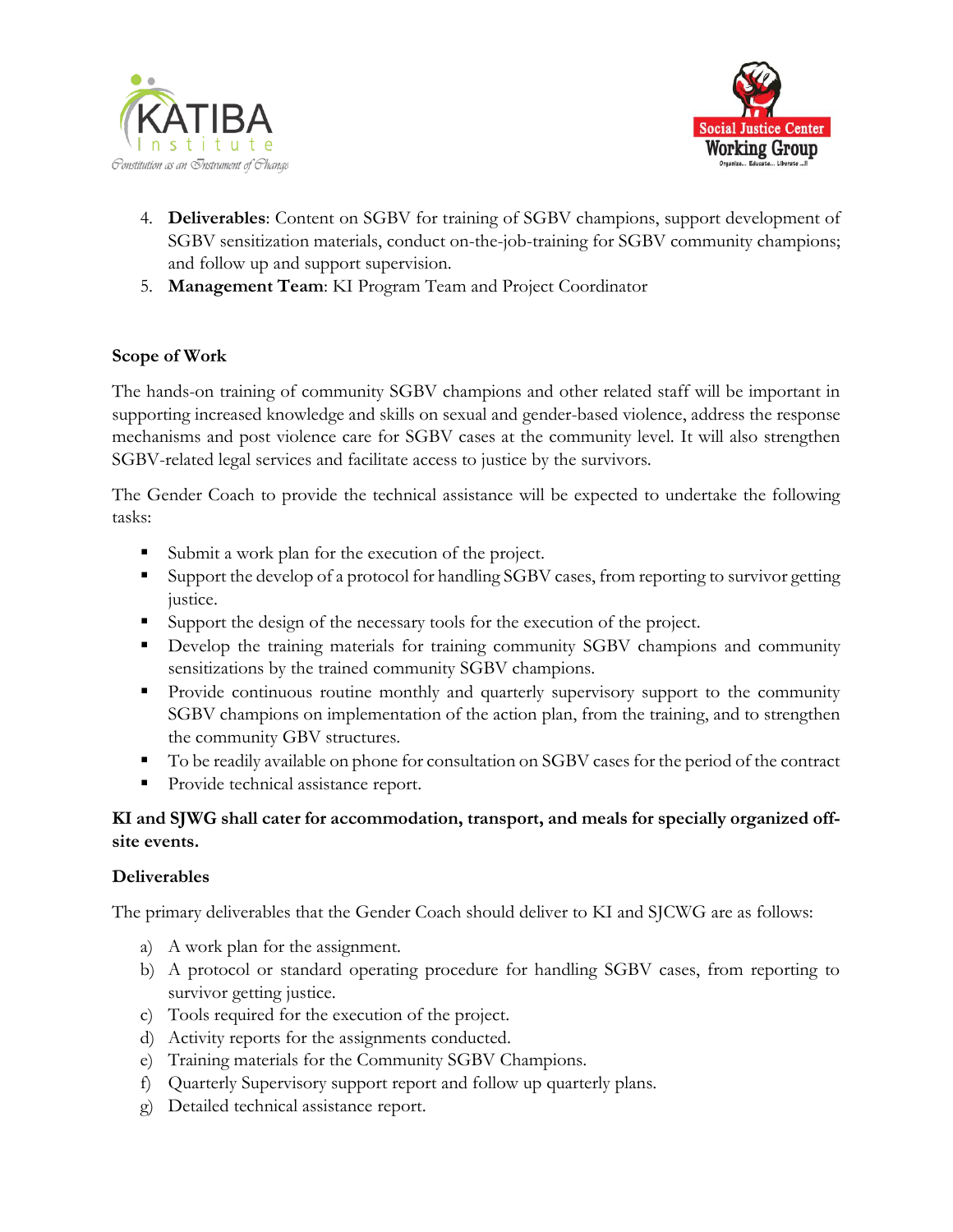4. **Deliverables**: Content on SGBV for training of SGBV champions, support development of SGBV sensitization materials, conduct on-the-job-training for SGBV community champions; and follow up and support supervision.
5. **Management Team**: KI Program Team and Project Coordinator

**Scope of Work**

The hands-on training of community SGBV champions and other related staff will be important in supporting increased knowledge and skills on sexual and gender-based violence, address the response mechanisms and post violence care for SGBV cases at the community level. It will also strengthen SGBV-related legal services and facilitate access to justice by the survivors.

The Gender Coach to provide the technical assistance will be expected to undertake the following tasks:

- Submit a work plan for the execution of the project.
- Support the develop of a protocol for handling SGBV cases, from reporting to survivor getting justice.
- Support the design of the necessary tools for the execution of the project.
- Develop the training materials for training community SGBV champions and community sensitizations by the trained community SGBV champions.
- Provide continuous routine monthly and quarterly supervisory support to the community SGBV champions on implementation of the action plan, from the training, and to strengthen the community GBV structures.
- To be readily available on phone for consultation on SGBV cases for the period of the contract
- Provide technical assistance report.

**KI and SJWG shall cater for accommodation, transport, and meals for specially organized off-site events.**

**Deliverables**

The primary deliverables that the Gender Coach should deliver to KI and SJCWG are as follows:

a) A work plan for the assignment.
b) A protocol or standard operating procedure for handling SGBV cases, from reporting to survivor getting justice.
c) Tools required for the execution of the project.
d) Activity reports for the assignments conducted.
e) Training materials for the Community SGBV Champions.
f) Quarterly Supervisory support report and follow up quarterly plans.
g) Detailed technical assistance report.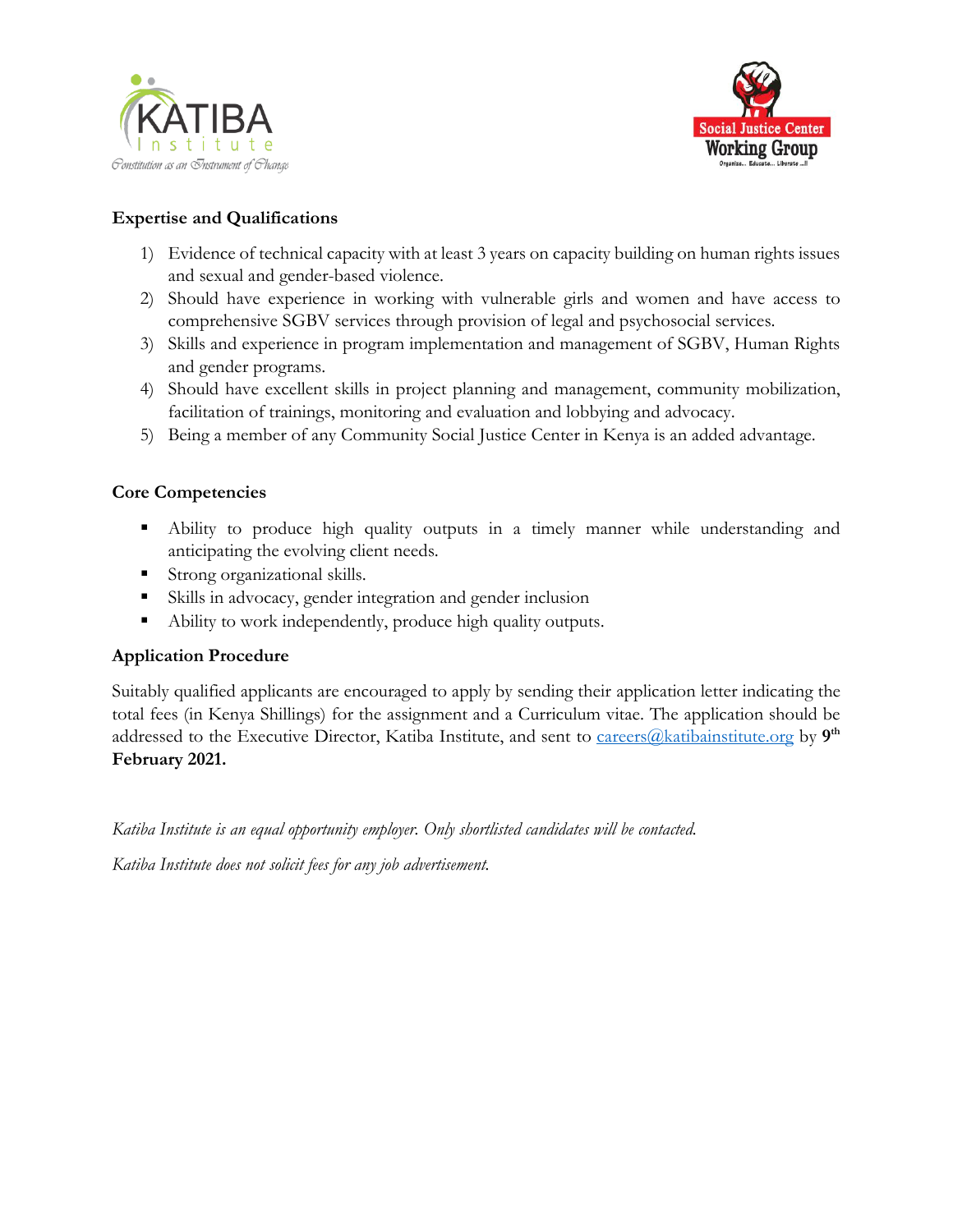## Expertise and Qualifications

1) Evidence of technical capacity with at least 3 years on capacity building on human rights issues and sexual and gender-based violence.
2) Should have experience in working with vulnerable girls and women and have access to comprehensive SGBV services through provision of legal and psychosocial services.
3) Skills and experience in program implementation and management of SGBV, Human Rights and gender programs.
4) Should have excellent skills in project planning and management, community mobilization, facilitation of trainings, monitoring and evaluation and lobbying and advocacy.
5) Being a member of any Community Social Justice Center in Kenya is an added advantage.

## Core Competencies

- Ability to produce high quality outputs in a timely manner while understanding and anticipating the evolving client needs.
- Strong organizational skills.
- Skills in advocacy, gender integration and gender inclusion
- Ability to work independently, produce high quality outputs.

## Application Procedure

Suitably qualified applicants are encouraged to apply by sending their application letter indicating the total fees (in Kenya Shillings) for the assignment and a Curriculum vitae. The application should be addressed to the Executive Director, Katiba Institute, and sent to careers@katibainstitute.org by **9th February 2021.**

*Katiba Institute is an equal opportunity employer. Only shortlisted candidates will be contacted.*

*Katiba Institute does not solicit fees for any job advertisement.*